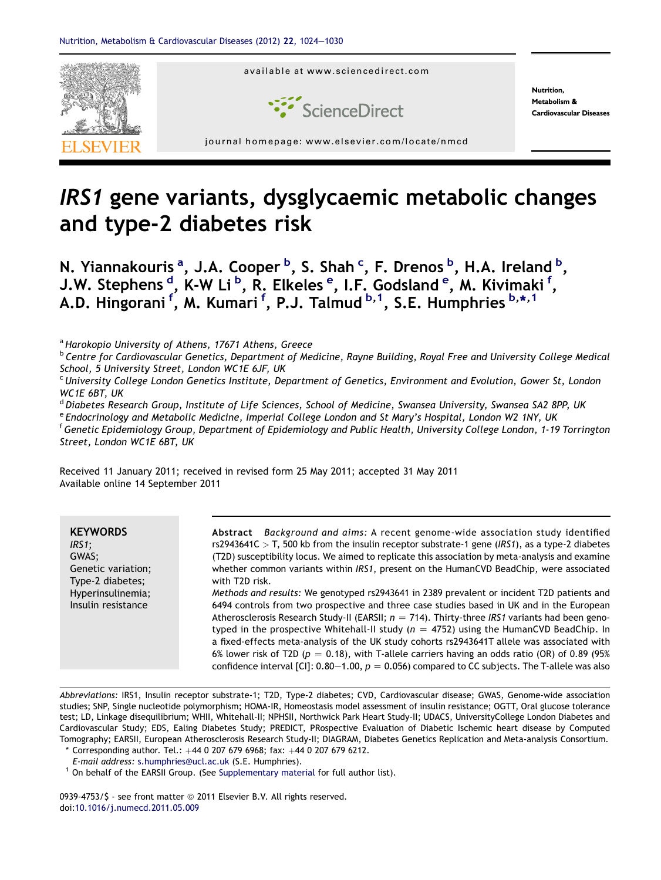# *IRS1* gene variants, dysglycaemic metabolic changes and type-2 diabetes risk

N. Yiannakouris [a], J.A. Cooper [b], S. Shah [c], F. Drenos [b], H.A. Ireland [b], J.W. Stephens [d], K-W Li [b], R. Elkeles [e], I.F. Godsland [e], M. Kivimaki [f], A.D. Hingorani [f], M. Kumari [f], P.J. Talmud [b,1], S.E. Humphries [b,*,1]

[a] Harokopio University of Athens, 17671 Athens, Greece

[b] Centre for Cardiovascular Genetics, Department of Medicine, Rayne Building, Royal Free and University College Medical School, 5 University Street, London WC1E 6JF, UK

[c] University College London Genetics Institute, Department of Genetics, Environment and Evolution, Gower St, London WC1E 6BT, UK

[d] Diabetes Research Group, Institute of Life Sciences, School of Medicine, Swansea University, Swansea SA2 8PP, UK

[e] Endocrinology and Metabolic Medicine, Imperial College London and St Mary's Hospital, London W2 1NY, UK

[f] Genetic Epidemiology Group, Department of Epidemiology and Public Health, University College London, 1-19 Torrington Street, London WC1E 6BT, UK

Received 11 January 2011; received in revised form 25 May 2011; accepted 31 May 2011
Available online 14 September 2011

**KEYWORDS**
*IRS1*;
GWAS;
Genetic variation;
Type-2 diabetes;
Hyperinsulinemia;
Insulin resistance

**Abstract** *Background and aims:* A recent genome-wide association study identified rs2943641C > T, 500 kb from the insulin receptor substrate-1 gene (*IRS1*), as a type-2 diabetes (T2D) susceptibility locus. We aimed to replicate this association by meta-analysis and examine whether common variants within *IRS1*, present on the HumanCVD BeadChip, were associated with T2D risk.

*Methods and results:* We genotyped rs2943641 in 2389 prevalent or incident T2D patients and 6494 controls from two prospective and three case studies based in UK and in the European Atherosclerosis Research Study-II (EARSII; $n = 714$). Thirty-three *IRS1* variants had been genotyped in the prospective Whitehall-II study ($n = 4752$) using the HumanCVD BeadChip. In a fixed-effects meta-analysis of the UK study cohorts rs2943641T allele was associated with 6% lower risk of T2D ($p = 0.18$), with T-allele carriers having an odds ratio (OR) of 0.89 (95% confidence interval [CI]: 0.80–1.00, $p = 0.056$) compared to CC subjects. The T-allele was also

*Abbreviations:* IRS1, Insulin receptor substrate-1; T2D, Type-2 diabetes; CVD, Cardiovascular disease; GWAS, Genome-wide association studies; SNP, Single nucleotide polymorphism; HOMA-IR, Homeostasis model assessment of insulin resistance; OGTT, Oral glucose tolerance test; LD, Linkage disequilibrium; WHII, Whitehall-II; NPHSII, Northwick Park Heart Study-II; UDACS, UniversityCollege London Diabetes and Cardiovascular Study; EDS, Ealing Diabetes Study; PREDICT, PRospective Evaluation of Diabetic Ischemic heart disease by Computed Tomography; EARSII, European Atherosclerosis Research Study-II; DIAGRAM, Diabetes Genetics Replication and Meta-analysis Consortium.

\* Corresponding author. Tel.: +44 0 207 679 6968; fax: +44 0 207 679 6212.
*E-mail address:* s.humphries@ucl.ac.uk (S.E. Humphries).

[1] On behalf of the EARSII Group. (See Supplementary material for full author list).

0939-4753/$ - see front matter © 2011 Elsevier B.V. All rights reserved.
doi:10.1016/j.numecd.2011.05.009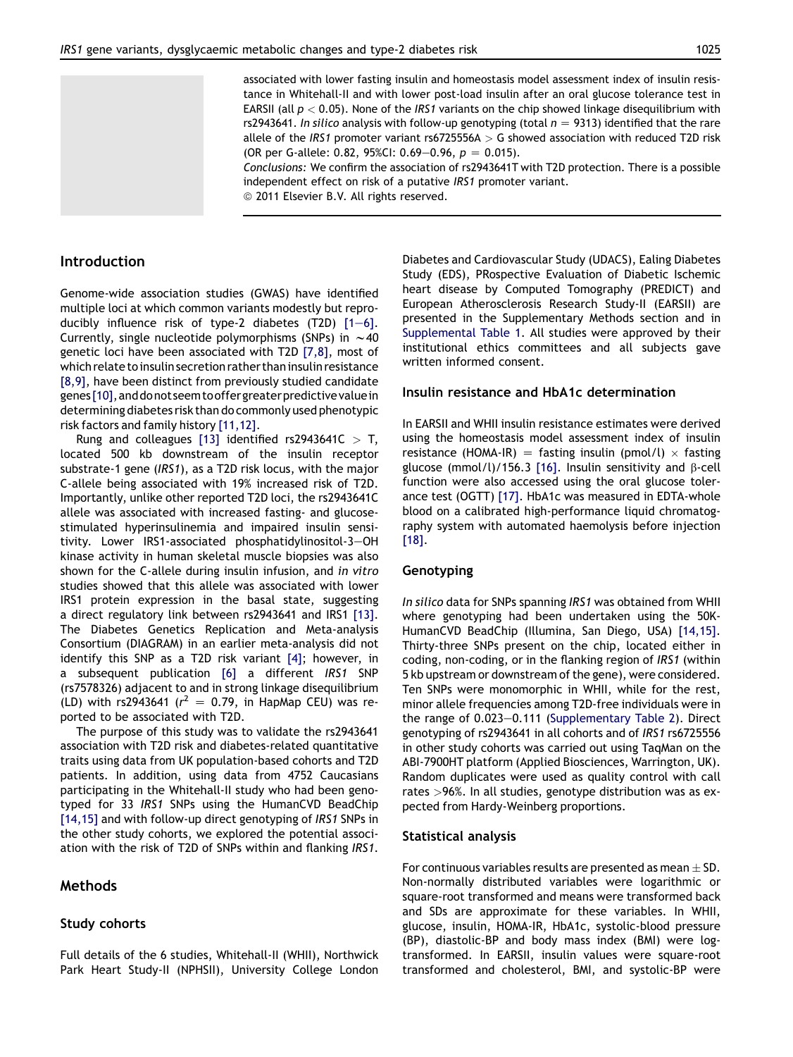associated with lower fasting insulin and homeostasis model assessment index of insulin resistance in Whitehall-II and with lower post-load insulin after an oral glucose tolerance test in EARSII (all $p < 0.05$). None of the *IRS1* variants on the chip showed linkage disequilibrium with rs2943641. *In silico* analysis with follow-up genotyping (total $n = 9313$) identified that the rare allele of the *IRS1* promoter variant rs6725556A > G showed association with reduced T2D risk (OR per G-allele: 0.82, 95%CI: 0.69–0.96, $p = 0.015$).

*Conclusions:* We confirm the association of rs2943641T with T2D protection. There is a possible independent effect on risk of a putative *IRS1* promoter variant.

© 2011 Elsevier B.V. All rights reserved.

## Introduction

Genome-wide association studies (GWAS) have identified multiple loci at which common variants modestly but reproducibly influence risk of type-2 diabetes (T2D) [1–6]. Currently, single nucleotide polymorphisms (SNPs) in ~40 genetic loci have been associated with T2D [7,8], most of which relate to insulin secretion rather than insulin resistance [8,9], have been distinct from previously studied candidate genes [10], and do not seem to offer greater predictive value in determining diabetes risk than do commonly used phenotypic risk factors and family history [11,12].

Rung and colleagues [13] identified rs2943641C > T, located 500 kb downstream of the insulin receptor substrate-1 gene (*IRS1*), as a T2D risk locus, with the major C-allele being associated with 19% increased risk of T2D. Importantly, unlike other reported T2D loci, the rs2943641C allele was associated with increased fasting- and glucose-stimulated hyperinsulinemia and impaired insulin sensitivity. Lower IRS1-associated phosphatidylinositol-3–OH kinase activity in human skeletal muscle biopsies was also shown for the C-allele during insulin infusion, and *in vitro* studies showed that this allele was associated with lower IRS1 protein expression in the basal state, suggesting a direct regulatory link between rs2943641 and IRS1 [13]. The Diabetes Genetics Replication and Meta-analysis Consortium (DIAGRAM) in an earlier meta-analysis did not identify this SNP as a T2D risk variant [4]; however, in a subsequent publication [6] a different *IRS1* SNP (rs7578326) adjacent to and in strong linkage disequilibrium (LD) with rs2943641 ($r^2 = 0.79$, in HapMap CEU) was reported to be associated with T2D.

The purpose of this study was to validate the rs2943641 association with T2D risk and diabetes-related quantitative traits using data from UK population-based cohorts and T2D patients. In addition, using data from 4752 Caucasians participating in the Whitehall-II study who had been genotyped for 33 *IRS1* SNPs using the HumanCVD BeadChip [14,15] and with follow-up direct genotyping of *IRS1* SNPs in the other study cohorts, we explored the potential association with the risk of T2D of SNPs within and flanking *IRS1*.

## Methods

### Study cohorts

Full details of the 6 studies, Whitehall-II (WHII), Northwick Park Heart Study-II (NPHSII), University College London Diabetes and Cardiovascular Study (UDACS), Ealing Diabetes Study (EDS), PRospective Evaluation of Diabetic Ischemic heart disease by Computed Tomography (PREDICT) and European Atherosclerosis Research Study-II (EARSII) are presented in the Supplementary Methods section and in Supplemental Table 1. All studies were approved by their institutional ethics committees and all subjects gave written informed consent.

### Insulin resistance and HbA1c determination

In EARSII and WHII insulin resistance estimates were derived using the homeostasis model assessment index of insulin resistance (HOMA-IR) = fasting insulin (pmol/l) × fasting glucose (mmol/l)/156.3 [16]. Insulin sensitivity and β-cell function were also accessed using the oral glucose tolerance test (OGTT) [17]. HbA1c was measured in EDTA-whole blood on a calibrated high-performance liquid chromatography system with automated haemolysis before injection [18].

### Genotyping

*In silico* data for SNPs spanning *IRS1* was obtained from WHII where genotyping had been undertaken using the 50K-HumanCVD BeadChip (Illumina, San Diego, USA) [14,15]. Thirty-three SNPs present on the chip, located either in coding, non-coding, or in the flanking region of *IRS1* (within 5 kb upstream or downstream of the gene), were considered. Ten SNPs were monomorphic in WHII, while for the rest, minor allele frequencies among T2D-free individuals were in the range of 0.023–0.111 (Supplementary Table 2). Direct genotyping of rs2943641 in all cohorts and of *IRS1* rs6725556 in other study cohorts was carried out using TaqMan on the ABI-7900HT platform (Applied Biosciences, Warrington, UK). Random duplicates were used as quality control with call rates >96%. In all studies, genotype distribution was as expected from Hardy-Weinberg proportions.

### Statistical analysis

For continuous variables results are presented as mean ± SD. Non-normally distributed variables were logarithmic or square-root transformed and means were transformed back and SDs are approximate for these variables. In WHII, glucose, insulin, HOMA-IR, HbA1c, systolic-blood pressure (BP), diastolic-BP and body mass index (BMI) were log-transformed. In EARSII, insulin values were square-root transformed and cholesterol, BMI, and systolic-BP were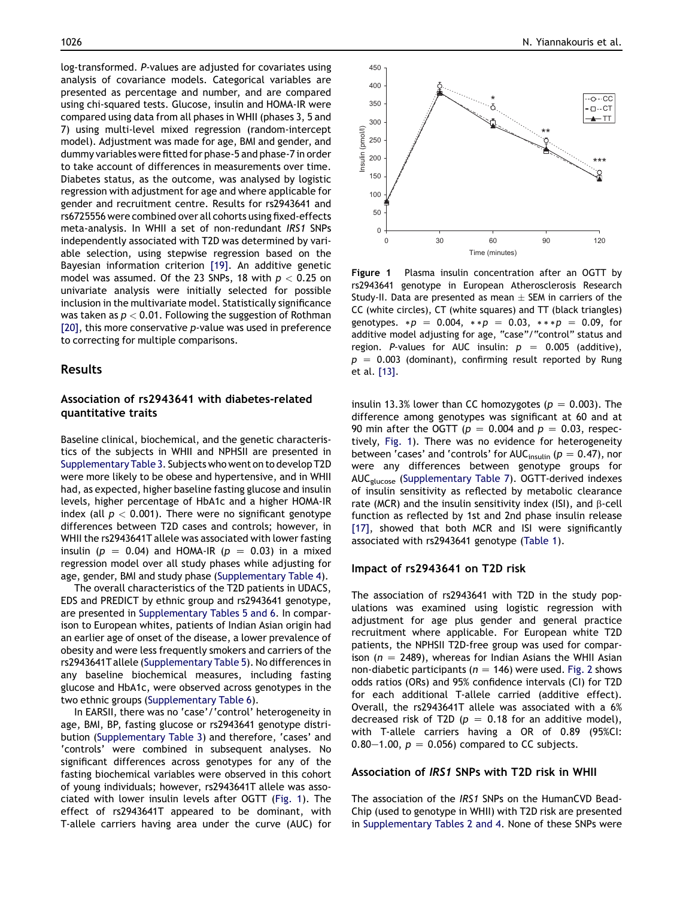log-transformed. *P*-values are adjusted for covariates using analysis of covariance models. Categorical variables are presented as percentage and number, and are compared using chi-squared tests. Glucose, insulin and HOMA-IR were compared using data from all phases in WHII (phases 3, 5 and 7) using multi-level mixed regression (random-intercept model). Adjustment was made for age, BMI and gender, and dummy variables were fitted for phase-5 and phase-7 in order to take account of differences in measurements over time. Diabetes status, as the outcome, was analysed by logistic regression with adjustment for age and where applicable for gender and recruitment centre. Results for rs2943641 and rs6725556 were combined over all cohorts using fixed-effects meta-analysis. In WHII a set of non-redundant *IRS1* SNPs independently associated with T2D was determined by variable selection, using stepwise regression based on the Bayesian information criterion [19]. An additive genetic model was assumed. Of the 23 SNPs, 18 with $p < 0.25$ on univariate analysis were initially selected for possible inclusion in the multivariate model. Statistically significance was taken as $p < 0.01$. Following the suggestion of Rothman [20], this more conservative *p*-value was used in preference to correcting for multiple comparisons.

## Results

### Association of rs2943641 with diabetes-related quantitative traits

Baseline clinical, biochemical, and the genetic characteristics of the subjects in WHII and NPHSII are presented in Supplementary Table 3. Subjects who went on to develop T2D were more likely to be obese and hypertensive, and in WHII had, as expected, higher baseline fasting glucose and insulin levels, higher percentage of HbA1c and a higher HOMA-IR index (all $p < 0.001$). There were no significant genotype differences between T2D cases and controls; however, in WHII the rs2943641T allele was associated with lower fasting insulin ($p = 0.04$) and HOMA-IR ($p = 0.03$) in a mixed regression model over all study phases while adjusting for age, gender, BMI and study phase (Supplementary Table 4).

The overall characteristics of the T2D patients in UDACS, EDS and PREDICT by ethnic group and rs2943641 genotype, are presented in Supplementary Tables 5 and 6. In comparison to European whites, patients of Indian Asian origin had an earlier age of onset of the disease, a lower prevalence of obesity and were less frequently smokers and carriers of the rs2943641T allele (Supplementary Table 5). No differences in any baseline biochemical measures, including fasting glucose and HbA1c, were observed across genotypes in the two ethnic groups (Supplementary Table 6).

In EARSII, there was no 'case'/'control' heterogeneity in age, BMI, BP, fasting glucose or rs2943641 genotype distribution (Supplementary Table 3) and therefore, 'cases' and 'controls' were combined in subsequent analyses. No significant differences across genotypes for any of the fasting biochemical variables were observed in this cohort of young individuals; however, rs2943641T allele was associated with lower insulin levels after OGTT (Fig. 1). The effect of rs2943641T appeared to be dominant, with T-allele carriers having area under the curve (AUC) for insulin 13.3% lower than CC homozygotes ($p = 0.003$). The difference among genotypes was significant at 60 and at 90 min after the OGTT ($p = 0.004$ and $p = 0.03$, respectively, Fig. 1). There was no evidence for heterogeneity between 'cases' and 'controls' for $AUC_{insulin}$ ($p = 0.47$), nor were any differences between genotype groups for $AUC_{glucose}$ (Supplementary Table 7). OGTT-derived indexes of insulin sensitivity as reflected by metabolic clearance rate (MCR) and the insulin sensitivity index (ISI), and β-cell function as reflected by 1st and 2nd phase insulin release [17], showed that both MCR and ISI were significantly associated with rs2943641 genotype (Table 1).

**Figure 1** Plasma insulin concentration after an OGTT by rs2943641 genotype in European Atherosclerosis Research Study-II. Data are presented as mean ± SEM in carriers of the CC (white circles), CT (white squares) and TT (black triangles) genotypes. $*p = 0.004$, $**p = 0.03$, $***p = 0.09$, for additive model adjusting for age, "case"/"control" status and region. *P*-values for AUC insulin: $p = 0.005$ (additive), $p = 0.003$ (dominant), confirming result reported by Rung et al. [13].

### Impact of rs2943641 on T2D risk

The association of rs2943641 with T2D in the study populations was examined using logistic regression with adjustment for age plus gender and general practice recruitment where applicable. For European white T2D patients, the NPHSII T2D-free group was used for comparison ($n = 2489$), whereas for Indian Asians the WHII Asian non-diabetic participants ($n = 146$) were used. Fig. 2 shows odds ratios (ORs) and 95% confidence intervals (CI) for T2D for each additional T-allele carried (additive effect). Overall, the rs2943641T allele was associated with a 6% decreased risk of T2D ($p = 0.18$ for an additive model), with T-allele carriers having a OR of 0.89 (95%CI: 0.80–1.00, $p = 0.056$) compared to CC subjects.

### Association of *IRS1* SNPs with T2D risk in WHII

The association of the *IRS1* SNPs on the HumanCVD BeadChip (used to genotype in WHII) with T2D risk are presented in Supplementary Tables 2 and 4. None of these SNPs were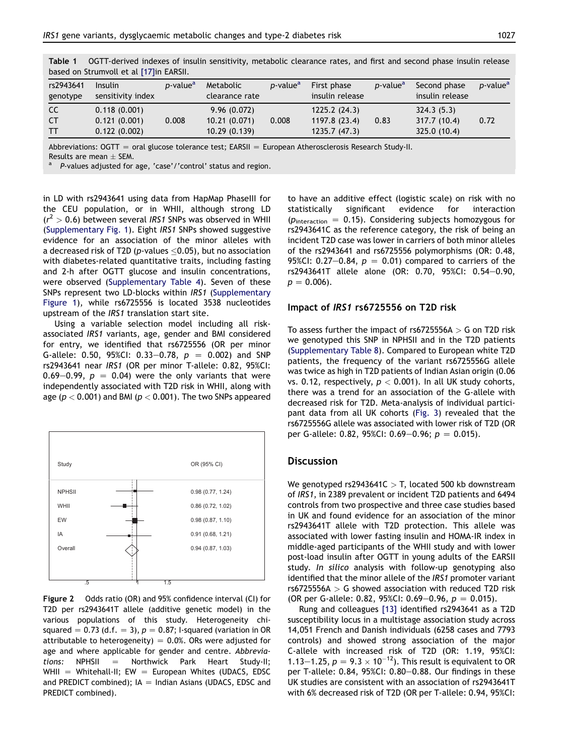**Table 1** OGTT-derived indexes of insulin sensitivity, metabolic clearance rates, and first and second phase insulin release based on Strumvoll et al [17]in EARSII.

| rs2943641 genotype | Insulin sensitivity index | p-value[a] | Metabolic clearance rate | p-value[a] | First phase insulin release | p-value[a] | Second phase insulin release | p-value[a] |
|---|---|---|---|---|---|---|---|---|
| CC | 0.118 (0.001) | | 9.96 (0.072) | | 1225.2 (24.3) | | 324.3 (5.3) | |
| CT | 0.121 (0.001) | 0.008 | 10.21 (0.071) | 0.008 | 1197.8 (23.4) | 0.83 | 317.7 (10.4) | 0.72 |
| TT | 0.122 (0.002) | | 10.29 (0.139) | | 1235.7 (47.3) | | 325.0 (10.4) | |

Abbreviations: OGTT = oral glucose tolerance test; EARSII = European Atherosclerosis Research Study-II.
Results are mean ± SEM.
[a] P-values adjusted for age, 'case'/'control' status and region.

in LD with rs2943641 using data from HapMap PhaseIII for the CEU population, or in WHII, although strong LD ($r^2 > 0.6$) between several *IRS1* SNPs was observed in WHII (Supplementary Fig. 1). Eight *IRS1* SNPs showed suggestive evidence for an association of the minor alleles with a decreased risk of T2D (p-values ≤0.05), but no association with diabetes-related quantitative traits, including fasting and 2-h after OGTT glucose and insulin concentrations, were observed (Supplementary Table 4). Seven of these SNPs represent two LD-blocks within *IRS1* (Supplementary Figure 1), while rs6725556 is located 3538 nucleotides upstream of the *IRS1* translation start site.

Using a variable selection model including all risk-associated *IRS1* variants, age, gender and BMI considered for entry, we identified that rs6725556 (OR per minor G-allele: 0.50, 95%CI: 0.33–0.78, $p = 0.002$) and SNP rs2943641 near *IRS1* (OR per minor T-allele: 0.82, 95%CI: 0.69–0.99, $p = 0.04$) were the only variants that were independently associated with T2D risk in WHII, along with age ($p < 0.001$) and BMI ($p < 0.001$). The two SNPs appeared to have an additive effect (logistic scale) on risk with no statistically significant evidence for interaction ($p_{\text{interaction}} = 0.15$). Considering subjects homozygous for rs2943641C as the reference category, the risk of being an incident T2D case was lower in carriers of both minor alleles of the rs2943641 and rs6725556 polymorphisms (OR: 0.48, 95%CI: 0.27–0.84, $p = 0.01$) compared to carriers of the rs2943641T allele alone (OR: 0.70, 95%CI: 0.54–0.90, $p = 0.006$).

| Study | OR (95% CI) |
|---|---|
| NPHSII | 0.98 (0.77, 1.24) |
| WHII | 0.86 (0.72, 1.02) |
| EW | 0.98 (0.87, 1.10) |
| IA | 0.91 (0.68, 1.21) |
| Overall | 0.94 (0.87, 1.03) |

**Figure 2** Odds ratio (OR) and 95% confidence interval (CI) for T2D per rs2943641T allele (additive genetic model) in the various populations of this study. Heterogeneity chi-squared = 0.73 (d.f. = 3), $p = 0.87$; I-squared (variation in OR attributable to heterogeneity) = 0.0%. ORs were adjusted for age and where applicable for gender and centre. *Abbreviations:* NPHSII = Northwick Park Heart Study-II; WHII = Whitehall-II; EW = European Whites (UDACS, EDSC and PREDICT combined); IA = Indian Asians (UDACS, EDSC and PREDICT combined).

### Impact of *IRS1* rs6725556 on T2D risk

To assess further the impact of rs6725556A > G on T2D risk we genotyped this SNP in NPHSII and in the T2D patients (Supplementary Table 8). Compared to European white T2D patients, the frequency of the variant rs6725556G allele was twice as high in T2D patients of Indian Asian origin (0.06 vs. 0.12, respectively, $p < 0.001$). In all UK study cohorts, there was a trend for an association of the G-allele with decreased risk for T2D. Meta-analysis of individual participant data from all UK cohorts (Fig. 3) revealed that the rs6725556G allele was associated with lower risk of T2D (OR per G-allele: 0.82, 95%CI: 0.69–0.96; $p = 0.015$).

## Discussion

We genotyped rs2943641C > T, located 500 kb downstream of *IRS1*, in 2389 prevalent or incident T2D patients and 6494 controls from two prospective and three case studies based in UK and found evidence for an association of the minor rs2943641T allele with T2D protection. This allele was associated with lower fasting insulin and HOMA-IR index in middle-aged participants of the WHII study and with lower post-load insulin after OGTT in young adults of the EARSII study. *In silico* analysis with follow-up genotyping also identified that the minor allele of the *IRS1* promoter variant rs6725556A > G showed association with reduced T2D risk (OR per G-allele: 0.82, 95%CI: 0.69–0.96, $p = 0.015$).

Rung and colleagues [13] identified rs2943641 as a T2D susceptibility locus in a multistage association study across 14,051 French and Danish individuals (6258 cases and 7793 controls) and showed strong association of the major C-allele with increased risk of T2D (OR: 1.19, 95%CI: 1.13–1.25, $p = 9.3 \times 10^{-12}$). This result is equivalent to OR per T-allele: 0.84, 95%CI: 0.80–0.88. Our findings in these UK studies are consistent with an association of rs2943641T with 6% decreased risk of T2D (OR per T-allele: 0.94, 95%CI: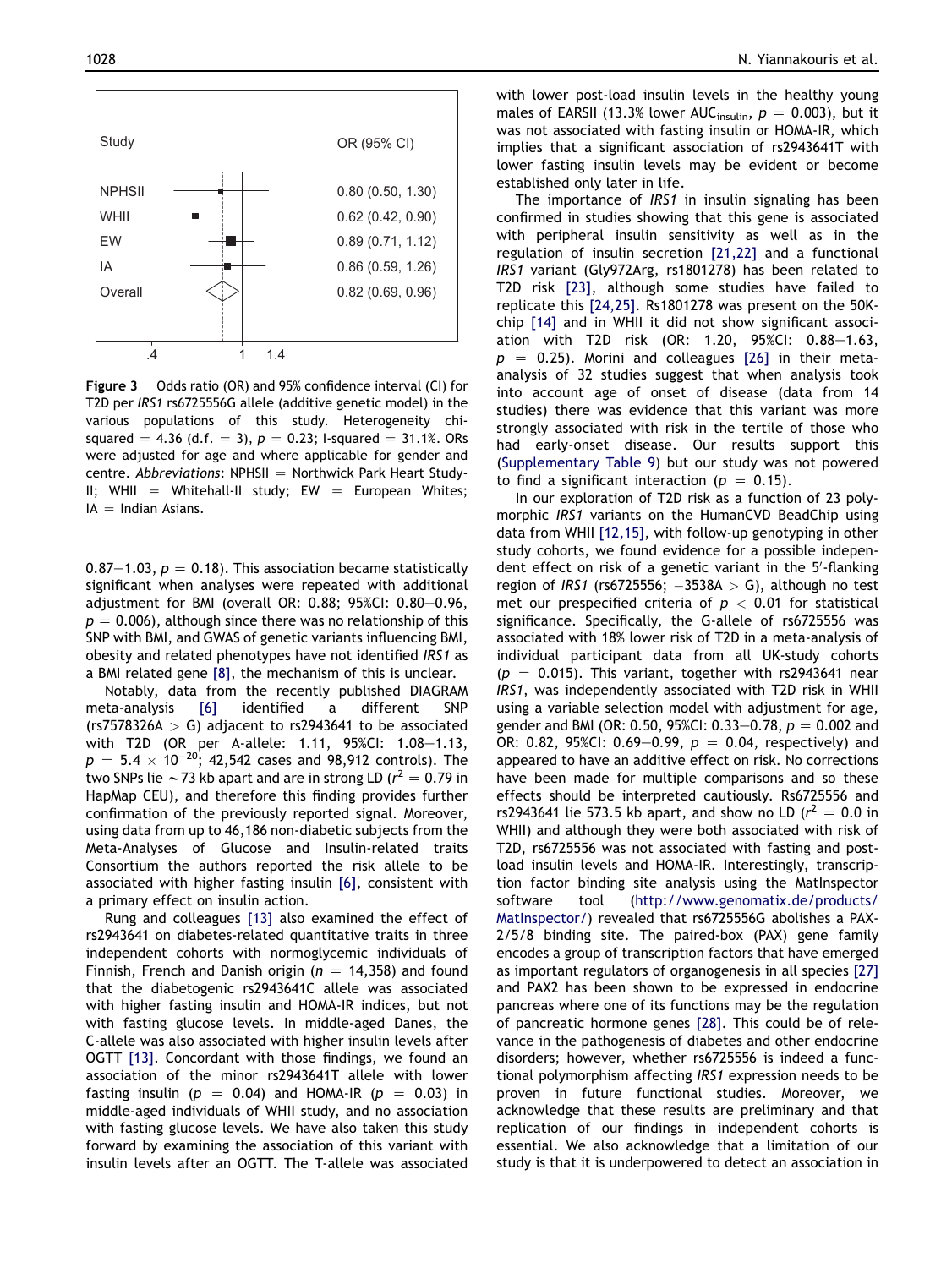| Study | OR (95% CI) |
|---|---|
| NPHSII | 0.80 (0.50, 1.30) |
| WHII | 0.62 (0.42, 0.90) |
| EW | 0.89 (0.71, 1.12) |
| IA | 0.86 (0.59, 1.26) |
| Overall | 0.82 (0.69, 0.96) |

**Figure 3** Odds ratio (OR) and 95% confidence interval (CI) for T2D per *IRS1* rs6725556G allele (additive genetic model) in the various populations of this study. Heterogeneity chi-squared = 4.36 (d.f. = 3), $p = 0.23$; I-squared = 31.1%. ORs were adjusted for age and where applicable for gender and centre. *Abbreviations*: NPHSII = Northwick Park Heart Study-II; WHII = Whitehall-II study; EW = European Whites; IA = Indian Asians.

0.87–1.03, $p = 0.18$). This association became statistically significant when analyses were repeated with additional adjustment for BMI (overall OR: 0.88; 95%CI: 0.80–0.96, $p = 0.006$), although since there was no relationship of this SNP with BMI, and GWAS of genetic variants influencing BMI, obesity and related phenotypes have not identified *IRS1* as a BMI related gene [8], the mechanism of this is unclear.

Notably, data from the recently published DIAGRAM meta-analysis [6] identified a different SNP (rs7578326A > G) adjacent to rs2943641 to be associated with T2D (OR per A-allele: 1.11, 95%CI: 1.08–1.13, $p = 5.4 \times 10^{-20}$; 42,542 cases and 98,912 controls). The two SNPs lie ~73 kb apart and are in strong LD ($r^2 = 0.79$ in HapMap CEU), and therefore this finding provides further confirmation of the previously reported signal. Moreover, using data from up to 46,186 non-diabetic subjects from the Meta-Analyses of Glucose and Insulin-related traits Consortium the authors reported the risk allele to be associated with higher fasting insulin [6], consistent with a primary effect on insulin action.

Rung and colleagues [13] also examined the effect of rs2943641 on diabetes-related quantitative traits in three independent cohorts with normoglycemic individuals of Finnish, French and Danish origin ($n = 14,358$) and found that the diabetogenic rs2943641C allele was associated with higher fasting insulin and HOMA-IR indices, but not with fasting glucose levels. In middle-aged Danes, the C-allele was also associated with higher insulin levels after OGTT [13]. Concordant with those findings, we found an association of the minor rs2943641T allele with lower fasting insulin ($p = 0.04$) and HOMA-IR ($p = 0.03$) in middle-aged individuals of WHII study, and no association with fasting glucose levels. We have also taken this study forward by examining the association of this variant with insulin levels after an OGTT. The T-allele was associated with lower post-load insulin levels in the healthy young males of EARSII (13.3% lower $AUC_{insulin}$, $p = 0.003$), but it was not associated with fasting insulin or HOMA-IR, which implies that a significant association of rs2943641T with lower fasting insulin levels may be evident or become established only later in life.

The importance of *IRS1* in insulin signaling has been confirmed in studies showing that this gene is associated with peripheral insulin sensitivity as well as in the regulation of insulin secretion [21,22] and a functional *IRS1* variant (Gly972Arg, rs1801278) has been related to T2D risk [23], although some studies have failed to replicate this [24,25]. Rs1801278 was present on the 50K-chip [14] and in WHII it did not show significant association with T2D risk (OR: 1.20, 95%CI: 0.88–1.63, $p = 0.25$). Morini and colleagues [26] in their meta-analysis of 32 studies suggest that when analysis took into account age of onset of disease (data from 14 studies) there was evidence that this variant was more strongly associated with risk in the tertile of those who had early-onset disease. Our results support this (Supplementary Table 9) but our study was not powered to find a significant interaction ($p = 0.15$).

In our exploration of T2D risk as a function of 23 polymorphic *IRS1* variants on the HumanCVD BeadChip using data from WHII [12,15], with follow-up genotyping in other study cohorts, we found evidence for a possible independent effect on risk of a genetic variant in the 5′-flanking region of *IRS1* (rs6725556; −3538A > G), although no test met our prespecified criteria of $p < 0.01$ for statistical significance. Specifically, the G-allele of rs6725556 was associated with 18% lower risk of T2D in a meta-analysis of individual participant data from all UK-study cohorts ($p = 0.015$). This variant, together with rs2943641 near *IRS1*, was independently associated with T2D risk in WHII using a variable selection model with adjustment for age, gender and BMI (OR: 0.50, 95%CI: 0.33–0.78, $p = 0.002$ and OR: 0.82, 95%CI: 0.69–0.99, $p = 0.04$, respectively) and appeared to have an additive effect on risk. No corrections have been made for multiple comparisons and so these effects should be interpreted cautiously. Rs6725556 and rs2943641 lie 573.5 kb apart, and show no LD ($r^2 = 0.0$ in WHII) and although they were both associated with risk of T2D, rs6725556 was not associated with fasting and post-load insulin levels and HOMA-IR. Interestingly, transcription factor binding site analysis using the MatInspector software tool (http://www.genomatix.de/products/MatInspector/) revealed that rs6725556G abolishes a PAX-2/5/8 binding site. The paired-box (PAX) gene family encodes a group of transcription factors that have emerged as important regulators of organogenesis in all species [27] and PAX2 has been shown to be expressed in endocrine pancreas where one of its functions may be the regulation of pancreatic hormone genes [28]. This could be of relevance in the pathogenesis of diabetes and other endocrine disorders; however, whether rs6725556 is indeed a functional polymorphism affecting *IRS1* expression needs to be proven in future functional studies. Moreover, we acknowledge that these results are preliminary and that replication of our findings in independent cohorts is essential. We also acknowledge that a limitation of our study is that it is underpowered to detect an association in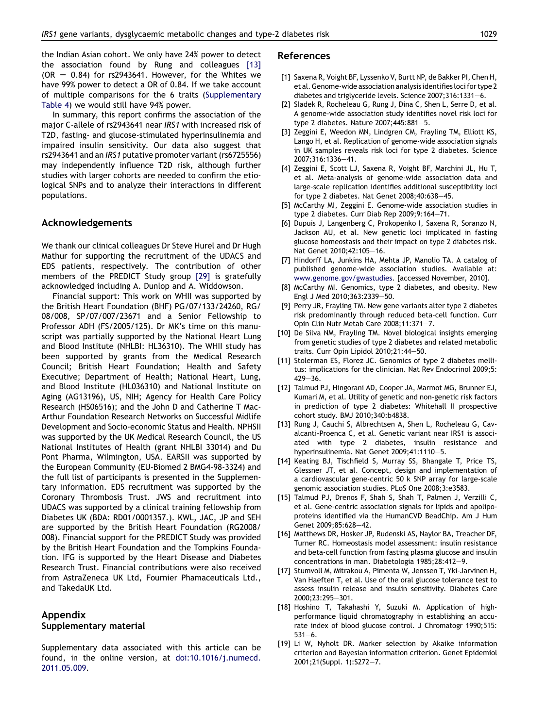the Indian Asian cohort. We only have 24% power to detect the association found by Rung and colleagues [13] (OR = 0.84) for rs2943641. However, for the Whites we have 99% power to detect a OR of 0.84. If we take account of multiple comparisons for the 6 traits (Supplementary Table 4) we would still have 94% power.

In summary, this report confirms the association of the major C-allele of rs2943641 near *IRS1* with increased risk of T2D, fasting- and glucose-stimulated hyperinsulinemia and impaired insulin sensitivity. Our data also suggest that rs2943641 and an *IRS1* putative promoter variant (rs6725556) may independently influence T2D risk, although further studies with larger cohorts are needed to confirm the etiological SNPs and to analyze their interactions in different populations.

## Acknowledgements

We thank our clinical colleagues Dr Steve Hurel and Dr Hugh Mathur for supporting the recruitment of the UDACS and EDS patients, respectively. The contribution of other members of the PREDICT Study group [29] is gratefully acknowledged including A. Dunlop and A. Widdowson.

Financial support: This work on WHII was supported by the British Heart Foundation (BHF) PG/07/133/24260, RG/08/008, SP/07/007/23671 and a Senior Fellowship to Professor ADH (FS/2005/125). Dr MK's time on this manuscript was partially supported by the National Heart Lung and Blood Institute (NHLBI: HL36310). The WHII study has been supported by grants from the Medical Research Council; British Heart Foundation; Health and Safety Executive; Department of Health; National Heart, Lung, and Blood Institute (HL036310) and National Institute on Aging (AG13196), US, NIH; Agency for Health Care Policy Research (HS06516); and the John D and Catherine T MacArthur Foundation Research Networks on Successful Midlife Development and Socio-economic Status and Health. NPHSII was supported by the UK Medical Research Council, the US National Institutes of Health (grant NHLBI 33014) and Du Pont Pharma, Wilmington, USA. EARSII was supported by the European Community (EU-Biomed 2 BMG4-98-3324) and the full list of participants is presented in the Supplementary information. EDS recruitment was supported by the Coronary Thrombosis Trust. JWS and recruitment into UDACS was supported by a clinical training fellowship from Diabetes UK (BDA: RD01/0001357.). KWL, JAC, JP and SEH are supported by the British Heart Foundation (RG2008/008). Financial support for the PREDICT Study was provided by the British Heart Foundation and the Tompkins Foundation. IFG is supported by the Heart Disease and Diabetes Research Trust. Financial contributions were also received from AstraZeneca UK Ltd, Fournier Phamaceuticals Ltd., and TakedaUK Ltd.

## Appendix

### Supplementary material

Supplementary data associated with this article can be found, in the online version, at doi:10.1016/j.numecd.2011.05.009.

## References

[1] Saxena R, Voight BF, Lyssenko V, Burtt NP, de Bakker PI, Chen H, et al. Genome-wide association analysis identifies loci for type 2 diabetes and triglyceride levels. Science 2007;316:1331–6.

[2] Sladek R, Rocheleau G, Rung J, Dina C, Shen L, Serre D, et al. A genome-wide association study identifies novel risk loci for type 2 diabetes. Nature 2007;445:881–5.

[3] Zeggini E, Weedon MN, Lindgren CM, Frayling TM, Elliott KS, Lango H, et al. Replication of genome-wide association signals in UK samples reveals risk loci for type 2 diabetes. Science 2007;316:1336–41.

[4] Zeggini E, Scott LJ, Saxena R, Voight BF, Marchini JL, Hu T, et al. Meta-analysis of genome-wide association data and large-scale replication identifies additional susceptibility loci for type 2 diabetes. Nat Genet 2008;40:638–45.

[5] McCarthy MI, Zeggini E. Genome-wide association studies in type 2 diabetes. Curr Diab Rep 2009;9:164–71.

[6] Dupuis J, Langenberg C, Prokopenko I, Saxena R, Soranzo N, Jackson AU, et al. New genetic loci implicated in fasting glucose homeostasis and their impact on type 2 diabetes risk. Nat Genet 2010;42:105–16.

[7] Hindorff LA, Junkins HA, Mehta JP, Manolio TA. A catalog of published genome-wide association studies. Available at: www.genome.gov/gwastudies. [accessed November, 2010].

[8] McCarthy MI. Genomics, type 2 diabetes, and obesity. New Engl J Med 2010;363:2339–50.

[9] Perry JR, Frayling TM. New gene variants alter type 2 diabetes risk predominantly through reduced beta-cell function. Curr Opin Clin Nutr Metab Care 2008;11:371–7.

[10] De Silva NM, Frayling TM. Novel biological insights emerging from genetic studies of type 2 diabetes and related metabolic traits. Curr Opin Lipidol 2010;21:44–50.

[11] Stolerman ES, Florez JC. Genomics of type 2 diabetes mellitus: implications for the clinician. Nat Rev Endocrinol 2009;5:429–36.

[12] Talmud PJ, Hingorani AD, Cooper JA, Marmot MG, Brunner EJ, Kumari M, et al. Utility of genetic and non-genetic risk factors in prediction of type 2 diabetes: Whitehall II prospective cohort study. BMJ 2010;340:b4838.

[13] Rung J, Cauchi S, Albrechtsen A, Shen L, Rocheleau G, Cavalcanti-Proenca C, et al. Genetic variant near IRS1 is associated with type 2 diabetes, insulin resistance and hyperinsulinemia. Nat Genet 2009;41:1110–5.

[14] Keating BJ, Tischfield S, Murray SS, Bhangale T, Price TS, Glessner JT, et al. Concept, design and implementation of a cardiovascular gene-centric 50 k SNP array for large-scale genomic association studies. PLoS One 2008;3:e3583.

[15] Talmud PJ, Drenos F, Shah S, Shah T, Palmen J, Verzilli C, et al. Gene-centric association signals for lipids and apolipoproteins identified via the HumanCVD BeadChip. Am J Hum Genet 2009;85:628–42.

[16] Matthews DR, Hosker JP, Rudenski AS, Naylor BA, Treacher DF, Turner RC. Homeostasis model assessment: insulin resistance and beta-cell function from fasting plasma glucose and insulin concentrations in man. Diabetologia 1985;28:412–9.

[17] Stumvoll M, Mitrakou A, Pimenta W, Jenssen T, Yki-Jarvinen H, Van Haeften T, et al. Use of the oral glucose tolerance test to assess insulin release and insulin sensitivity. Diabetes Care 2000;23:295–301.

[18] Hoshino T, Takahashi Y, Suzuki M. Application of high-performance liquid chromatography in establishing an accurate index of blood glucose control. J Chromatogr 1990;515:531–6.

[19] Li W, Nyholt DR. Marker selection by Akaike information criterion and Bayesian information criterion. Genet Epidemiol 2001;21(Suppl. 1):S272–7.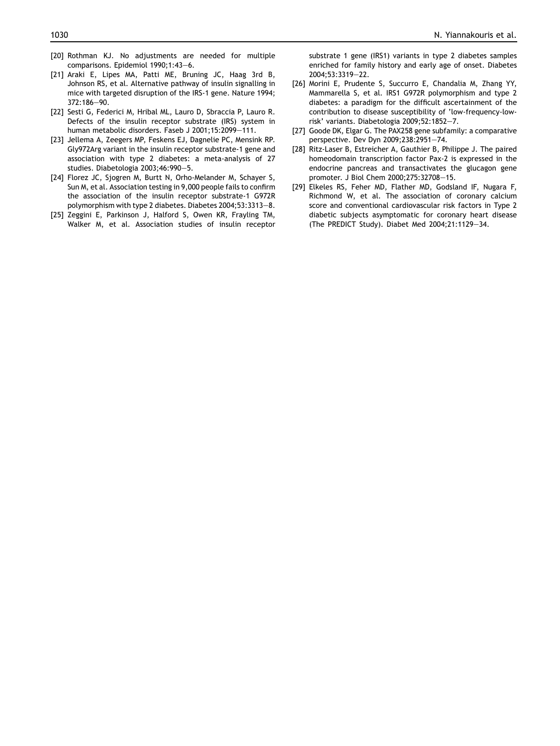[20] Rothman KJ. No adjustments are needed for multiple comparisons. Epidemiol 1990;1:43—6.

[21] Araki E, Lipes MA, Patti ME, Bruning JC, Haag 3rd B, Johnson RS, et al. Alternative pathway of insulin signalling in mice with targeted disruption of the IRS-1 gene. Nature 1994; 372:186—90.

[22] Sesti G, Federici M, Hribal ML, Lauro D, Sbraccia P, Lauro R. Defects of the insulin receptor substrate (IRS) system in human metabolic disorders. Faseb J 2001;15:2099—111.

[23] Jellema A, Zeegers MP, Feskens EJ, Dagnelie PC, Mensink RP. Gly972Arg variant in the insulin receptor substrate-1 gene and association with type 2 diabetes: a meta-analysis of 27 studies. Diabetologia 2003;46:990—5.

[24] Florez JC, Sjogren M, Burtt N, Orho-Melander M, Schayer S, Sun M, et al. Association testing in 9,000 people fails to confirm the association of the insulin receptor substrate-1 G972R polymorphism with type 2 diabetes. Diabetes 2004;53:3313—8.

[25] Zeggini E, Parkinson J, Halford S, Owen KR, Frayling TM, Walker M, et al. Association studies of insulin receptor substrate 1 gene (IRS1) variants in type 2 diabetes samples enriched for family history and early age of onset. Diabetes 2004;53:3319—22.

[26] Morini E, Prudente S, Succurro E, Chandalia M, Zhang YY, Mammarella S, et al. IRS1 G972R polymorphism and type 2 diabetes: a paradigm for the difficult ascertainment of the contribution to disease susceptibility of 'low-frequency-low-risk' variants. Diabetologia 2009;52:1852—7.

[27] Goode DK, Elgar G. The PAX258 gene subfamily: a comparative perspective. Dev Dyn 2009;238:2951—74.

[28] Ritz-Laser B, Estreicher A, Gauthier B, Philippe J. The paired homeodomain transcription factor Pax-2 is expressed in the endocrine pancreas and transactivates the glucagon gene promoter. J Biol Chem 2000;275:32708—15.

[29] Elkeles RS, Feher MD, Flather MD, Godsland IF, Nugara F, Richmond W, et al. The association of coronary calcium score and conventional cardiovascular risk factors in Type 2 diabetic subjects asymptomatic for coronary heart disease (The PREDICT Study). Diabet Med 2004;21:1129—34.